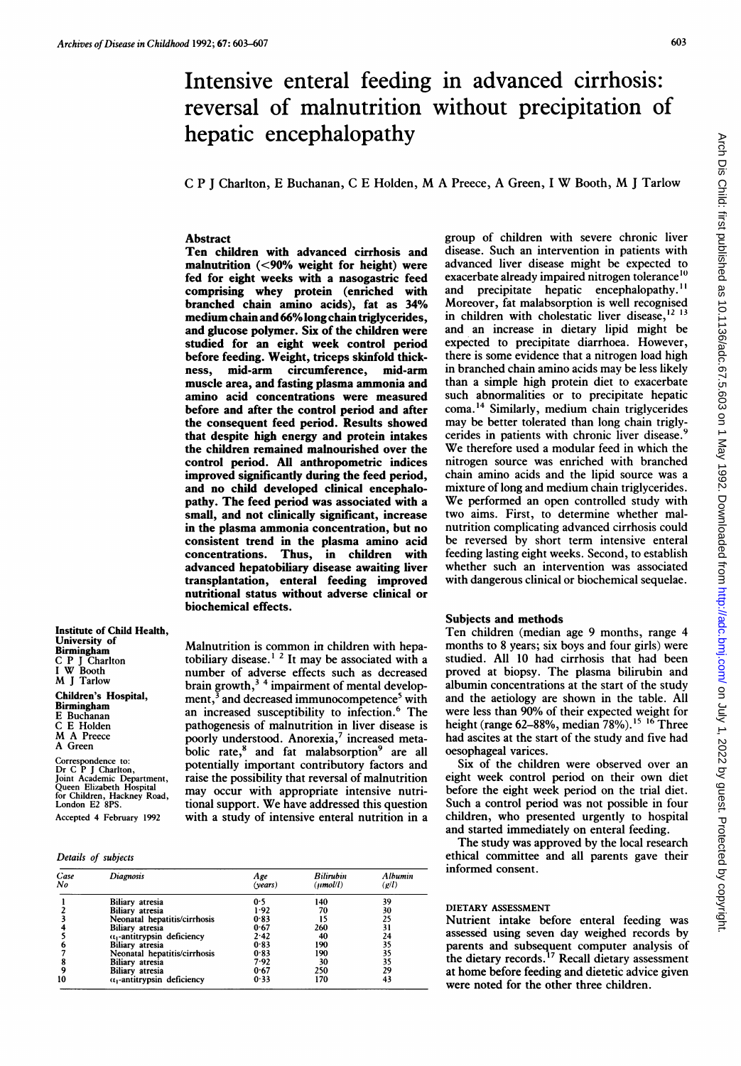# Intensive enteral feeding in advanced cirrhosis: reversal of malnutrition without precipitation of hepatic encephalopathy

C P J Charlton, E Buchanan, C E Holden, M A Preece, A Green, I W Booth, M J Tarlow

## Abstract

**Ten children with advanced cirrhosis and malnutrition (<90% weight for height) were fed for eight weeks with a nasogastric feed comprising whey protein (enriched with branched chain amino acids), fat as 34% medium chain and 66% long chain triglycerides, and glucose polymer. Six of the children were studied for an eight week control period before feeding. Weight, triceps skinfold thickness, mid-arm circumference, mid-arm muscle area, and fasting plasma ammonia and amino acid concentrations were measured before and after the control period and after the consequent feed period. Results showed that despite high energy and protein intakes the children remained malnourished over the control period. All anthropometric indices improved significantly during the feed period, and no child developed clinical encephalopathy. The feed period was associated with a small, and not clinically significant, increase in the plasma ammonia concentration, but no consistent trend in the plasma amino acid concentrations. Thus, in children with advanced hepatobiliary disease awaiting liver transplantation, enteral feeding improved nutritional status without adverse clinical or biochemical effects.**

Institute of Child Health, University of Birmingham
C P J Charlton
I W Booth
M J Tarlow

Children's Hospital, Birmingham
E Buchanan
C E Holden
M A Preece
A Green

Correspondence to: Dr C P J Charlton, Joint Academic Department, Queen Elizabeth Hospital for Children, Hackney Road, London E2 8PS.

Accepted 4 February 1992

Malnutrition is common in children with hepatobiliary disease.[1 2] It may be associated with a number of adverse effects such as decreased brain growth,[3 4] impairment of mental development,[3] and decreased immunocompetence[5] with an increased susceptibility to infection.[6] The pathogenesis of malnutrition in liver disease is poorly understood. Anorexia,[7] increased metabolic rate,[8] and fat malabsorption[9] are all potentially important contributory factors and raise the possibility that reversal of malnutrition may occur with appropriate intensive nutritional support. We have addressed this question with a study of intensive enteral nutrition in a group of children with severe chronic liver disease. Such an intervention in patients with advanced liver disease might be expected to exacerbate already impaired nitrogen tolerance[10] and precipitate hepatic encephalopathy.[11] Moreover, fat malabsorption is well recognised in children with cholestatic liver disease,[12 13] and an increase in dietary lipid might be expected to precipitate diarrhoea. However, there is some evidence that a nitrogen load high in branched chain amino acids may be less likely than a simple high protein diet to exacerbate such abnormalities or to precipitate hepatic coma.[14] Similarly, medium chain triglycerides may be better tolerated than long chain triglycerides in patients with chronic liver disease.[9] We therefore used a modular feed in which the nitrogen source was enriched with branched chain amino acids and the lipid source was a mixture of long and medium chain triglycerides. We performed an open controlled study with two aims. First, to determine whether malnutrition complicating advanced cirrhosis could be reversed by short term intensive enteral feeding lasting eight weeks. Second, to establish whether such an intervention was associated with dangerous clinical or biochemical sequelae.

## Subjects and methods

Ten children (median age 9 months, range 4 months to 8 years; six boys and four girls) were studied. All 10 had cirrhosis that had been proved at biopsy. The plasma bilirubin and albumin concentrations at the start of the study and the aetiology are shown in the table. All were less than 90% of their expected weight for height (range 62–88%, median 78%).[15 16] Three had ascites at the start of the study and five had oesophageal varices.

Six of the children were observed over an eight week control period on their own diet before the eight week period on the trial diet. Such a control period was not possible in four children, who presented urgently to hospital and started immediately on enteral feeding.

The study was approved by the local research ethical committee and all parents gave their informed consent.

*Details of subjects*

| Case No | Diagnosis | Age (years) | Bilirubin (μmol/l) | Albumin (g/l) |
|---|---|---|---|---|
| 1 | Biliary atresia | 0·5 | 140 | 39 |
| 2 | Biliary atresia | 1·92 | 70 | 30 |
| 3 | Neonatal hepatitis/cirrhosis | 0·83 | 15 | 25 |
| 4 | Biliary atresia | 0·67 | 260 | 31 |
| 5 | $\alpha_1$-antitrypsin deficiency | 2·42 | 40 | 24 |
| 6 | Biliary atresia | 0·83 | 190 | 35 |
| 7 | Neonatal hepatitis/cirrhosis | 0·83 | 190 | 35 |
| 8 | Biliary atresia | 7·92 | 30 | 35 |
| 9 | Biliary atresia | 0·67 | 250 | 29 |
| 10 | $\alpha_1$-antitrypsin deficiency | 0·33 | 170 | 43 |

### DIETARY ASSESSMENT

Nutrient intake before enteral feeding was assessed using seven day weighed records by parents and subsequent computer analysis of the dietary records.[17] Recall dietary assessment at home before feeding and dietetic advice given were noted for the other three children.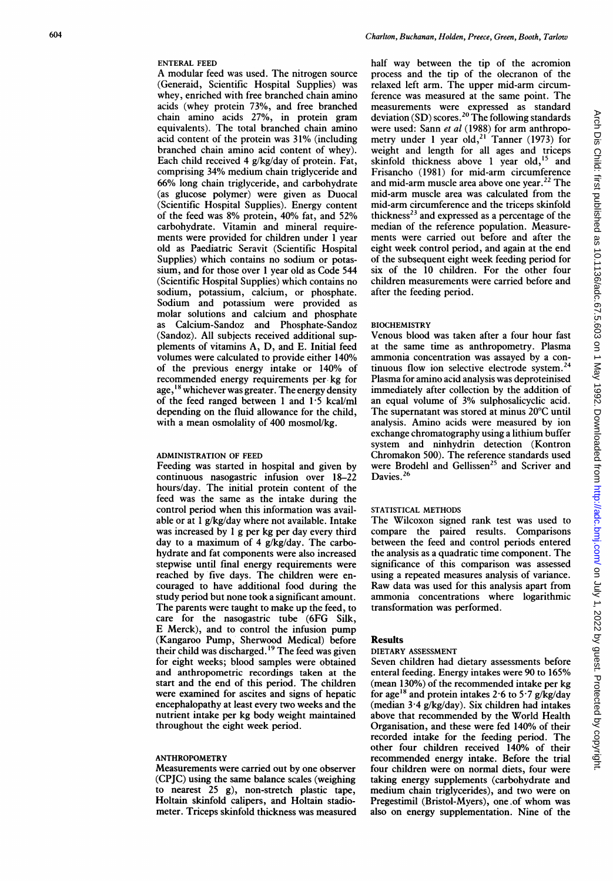#### ENTERAL FEED

A modular feed was used. The nitrogen source (Generaid, Scientific Hospital Supplies) was whey, enriched with free branched chain amino acids (whey protein 73%, and free branched chain amino acids 27%, in protein gram equivalents). The total branched chain amino acid content of the protein was 31% (including branched chain amino acid content of whey). Each child received 4 g/kg/day of protein. Fat, comprising 34% medium chain triglyceride and 66% long chain triglyceride, and carbohydrate (as glucose polymer) were given as Duocal (Scientific Hospital Supplies). Energy content of the feed was 8% protein, 40% fat, and 52% carbohydrate. Vitamin and mineral requirements were provided for children under 1 year old as Paediatric Seravit (Scientific Hospital Supplies) which contains no sodium or potassium, and for those over 1 year old as Code 544 (Scientific Hospital Supplies) which contains no sodium, potassium, calcium, or phosphate. Sodium and potassium were provided as molar solutions and calcium and phosphate as Calcium-Sandoz and Phosphate-Sandoz (Sandoz). All subjects received additional supplements of vitamins A, D, and E. Initial feed volumes were calculated to provide either 140% of the previous energy intake or 140% of recommended energy requirements per kg for age,[18] whichever was greater. The energy density of the feed ranged between 1 and 1·5 kcal/ml depending on the fluid allowance for the child, with a mean osmolality of 400 mosmol/kg.

#### ADMINISTRATION OF FEED

Feeding was started in hospital and given by continuous nasogastric infusion over 18–22 hours/day. The initial protein content of the feed was the same as the intake during the control period when this information was available or at 1 g/kg/day where not available. Intake was increased by 1 g per kg per day every third day to a maximum of 4 g/kg/day. The carbohydrate and fat components were also increased stepwise until final energy requirements were reached by five days. The children were encouraged to have additional food during the study period but none took a significant amount. The parents were taught to make up the feed, to care for the nasogastric tube (6FG Silk, E Merck), and to control the infusion pump (Kangaroo Pump, Sherwood Medical) before their child was discharged.[19] The feed was given for eight weeks; blood samples were obtained and anthropometric recordings taken at the start and the end of this period. The children were examined for ascites and signs of hepatic encephalopathy at least every two weeks and the nutrient intake per kg body weight maintained throughout the eight week period.

#### ANTHROPOMETRY

Measurements were carried out by one observer (CPJC) using the same balance scales (weighing to nearest 25 g), non-stretch plastic tape, Holtain skinfold calipers, and Holtain stadiometer. Triceps skinfold thickness was measured half way between the tip of the acromion process and the tip of the olecranon of the relaxed left arm. The upper mid-arm circumference was measured at the same point. The measurements were expressed as standard deviation (SD) scores.[20] The following standards were used: Sann *et al* (1988) for arm anthropometry under 1 year old,[21] Tanner (1973) for weight and length for all ages and triceps skinfold thickness above 1 year old,[15] and Frisancho (1981) for mid-arm circumference and mid-arm muscle area above one year.[22] The mid-arm muscle area was calculated from the mid-arm circumference and the triceps skinfold thickness[23] and expressed as a percentage of the median of the reference population. Measurements were carried out before and after the eight week control period, and again at the end of the subsequent eight week feeding period for six of the 10 children. For the other four children measurements were carried before and after the feeding period.

#### BIOCHEMISTRY

Venous blood was taken after a four hour fast at the same time as anthropometry. Plasma ammonia concentration was assayed by a continuous flow ion selective electrode system.[24] Plasma for amino acid analysis was deproteinised immediately after collection by the addition of an equal volume of 3% sulphosalicyclic acid. The supernatant was stored at minus 20°C until analysis. Amino acids were measured by ion exchange chromatography using a lithium buffer system and ninhydrin detection (Kontron Chromakon 500). The reference standards used were Brodehl and Gellissen[25] and Scriver and Davies.[26]

#### STATISTICAL METHODS

The Wilcoxon signed rank test was used to compare the paired results. Comparisons between the feed and control periods entered the analysis as a quadratic time component. The significance of this comparison was assessed using a repeated measures analysis of variance. Raw data was used for this analysis apart from ammonia concentrations where logarithmic transformation was performed.

## Results

#### DIETARY ASSESSMENT

Seven children had dietary assessments before enteral feeding. Energy intakes were 90 to 165% (mean 130%) of the recommended intake per kg for age[18] and protein intakes 2·6 to 5·7 g/kg/day (median 3·4 g/kg/day). Six children had intakes above that recommended by the World Health Organisation, and these were fed 140% of their recorded intake for the feeding period. The other four children received 140% of their recommended energy intake. Before the trial four children were on normal diets, four were taking energy supplements (carbohydrate and medium chain triglycerides), and two were on Pregestimil (Bristol-Myers), one of whom was also on energy supplementation. Nine of the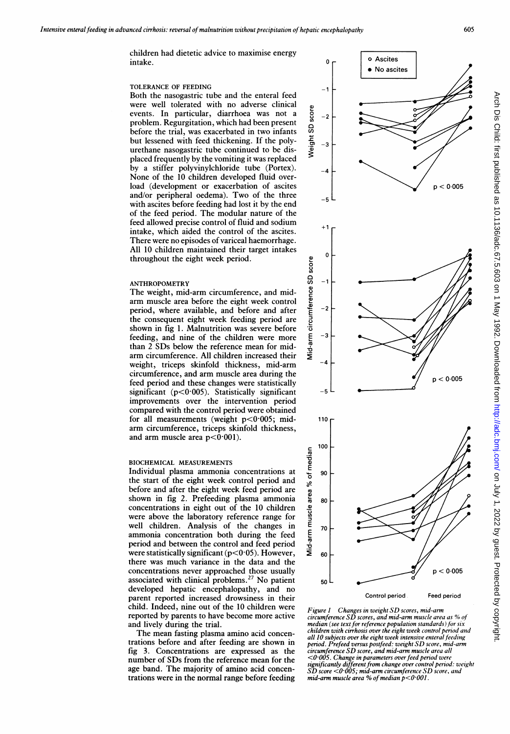children had dietetic advice to maximise energy intake.

### TOLERANCE OF FEEDING

Both the nasogastric tube and the enteral feed were well tolerated with no adverse clinical events. In particular, diarrhoea was not a problem. Regurgitation, which had been present before the trial, was exacerbated in two infants but lessened with feed thickening. If the polyurethane nasogastric tube continued to be displaced frequently by the vomiting it was replaced by a stiffer polyvinylchloride tube (Portex). None of the 10 children developed fluid overload (development or exacerbation of ascites and/or peripheral oedema). Two of the three with ascites before feeding had lost it by the end of the feed period. The modular nature of the feed allowed precise control of fluid and sodium intake, which aided the control of the ascites. There were no episodes of variceal haemorrhage. All 10 children maintained their target intakes throughout the eight week period.

### ANTHROPOMETRY

The weight, mid-arm circumference, and mid-arm muscle area before the eight week control period, where available, and before and after the consequent eight week feeding period are shown in fig 1. Malnutrition was severe before feeding, and nine of the children were more than 2 SDs below the reference mean for mid-arm circumference. All children increased their weight, triceps skinfold thickness, mid-arm circumference, and arm muscle area during the feed period and these changes were statistically significant ($p<0.005$). Statistically significant improvements over the intervention period compared with the control period were obtained for all measurements (weight $p<0.005$; mid-arm circumference, triceps skinfold thickness, and arm muscle area $p<0.001$).

### BIOCHEMICAL MEASUREMENTS

Individual plasma ammonia concentrations at the start of the eight week control period and before and after the eight week feed period are shown in fig 2. Prefeeding plasma ammonia concentrations in eight out of the 10 children were above the laboratory reference range for well children. Analysis of the changes in ammonia concentration both during the feed period and between the control and feed period were statistically significant ($p<0.05$). However, there was much variance in the data and the concentrations never approached those usually associated with clinical problems.[27] No patient developed hepatic encephalopathy, and no parent reported increased drowsiness in their child. Indeed, nine out of the 10 children were reported by parents to have become more active and lively during the trial.

The mean fasting plasma amino acid concentrations before and after feeding are shown in fig 3. Concentrations are expressed as the number of SDs from the reference mean for the age band. The majority of amino acid concentrations were in the normal range before feeding

*Figure 1 Changes in weight SD scores, mid-arm circumference SD scores, and mid-arm muscle area as % of median (see text for reference population standards) for six children with cirrhosis over the eight week control period and all 10 subjects over the eight week intensive enteral feeding period. Prefeed versus postfeed: weight SD score, mid-arm circumference SD score, and mid-arm muscle area all <0·005. Change in parameters over feed period were significantly different from change over control period: weight SD score <0·005; mid-arm circumference SD score, and mid-arm muscle area % of median p<0·001.*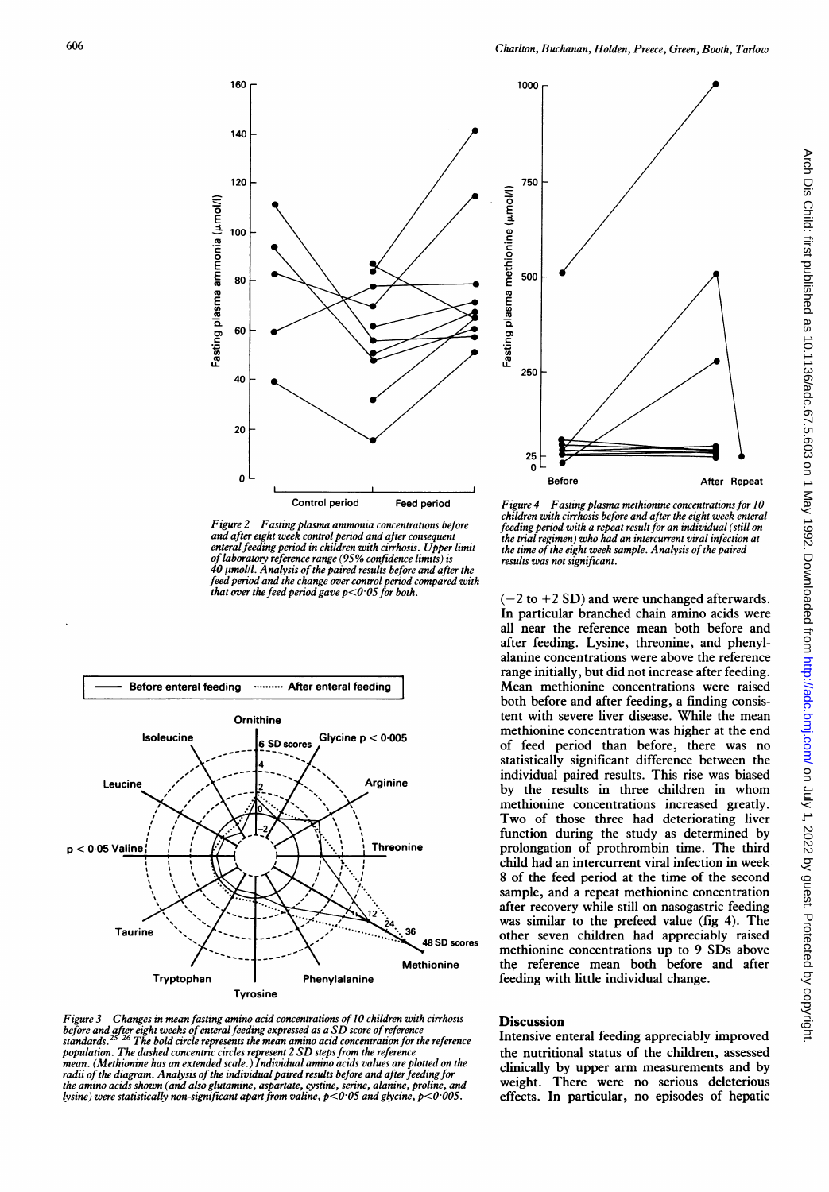Figure 2 Fasting plasma ammonia concentrations before and after eight week control period and after consequent enteral feeding period in children with cirrhosis. Upper limit of laboratory reference range (95% confidence limits) is 40 μmol/l. Analysis of the paired results before and after the feed period and the change over control period compared with that over the feed period gave $p<0.05$ for both.

Figure 4 Fasting plasma methionine concentrations for 10 children with cirrhosis before and after the eight week enteral feeding period with a repeat result for an individual (still on the trial regimen) who had an intercurrent viral infection at the time of the eight week sample. Analysis of the paired results was not significant.

Figure 3 Changes in mean fasting amino acid concentrations of 10 children with cirrhosis before and after eight weeks of enteral feeding expressed as a SD score of reference standards.[25 26] The bold circle represents the mean amino acid concentration for the reference population. The dashed concentric circles represent 2 SD steps from the reference mean. (Methionine has an extended scale.) Individual amino acids values are plotted on the radii of the diagram. Analysis of the individual paired results before and after feeding for the amino acids shown (and also glutamine, aspartate, cystine, serine, alanine, proline, and lysine) were statistically non-significant apart from valine, $p<0.05$ and glycine, $p<0.005$.

(−2 to +2 SD) and were unchanged afterwards. In particular branched chain amino acids were all near the reference mean both before and after feeding. Lysine, threonine, and phenylalanine concentrations were above the reference range initially, but did not increase after feeding. Mean methionine concentrations were raised both before and after feeding, a finding consistent with severe liver disease. While the mean methionine concentration was higher at the end of feed period than before, there was no statistically significant difference between the individual paired results. This rise was biased by the results in three children in whom methionine concentrations increased greatly. Two of those three had deteriorating liver function during the study as determined by prolongation of prothrombin time. The third child had an intercurrent viral infection in week 8 of the feed period at the time of the second sample, and a repeat methionine concentration after recovery while still on nasogastric feeding was similar to the prefeed value (fig 4). The other seven children had appreciably raised methionine concentrations up to 9 SDs above the reference mean both before and after feeding with little individual change.

## Discussion

Intensive enteral feeding appreciably improved the nutritional status of the children, assessed clinically by upper arm measurements and by weight. There were no serious deleterious effects. In particular, no episodes of hepatic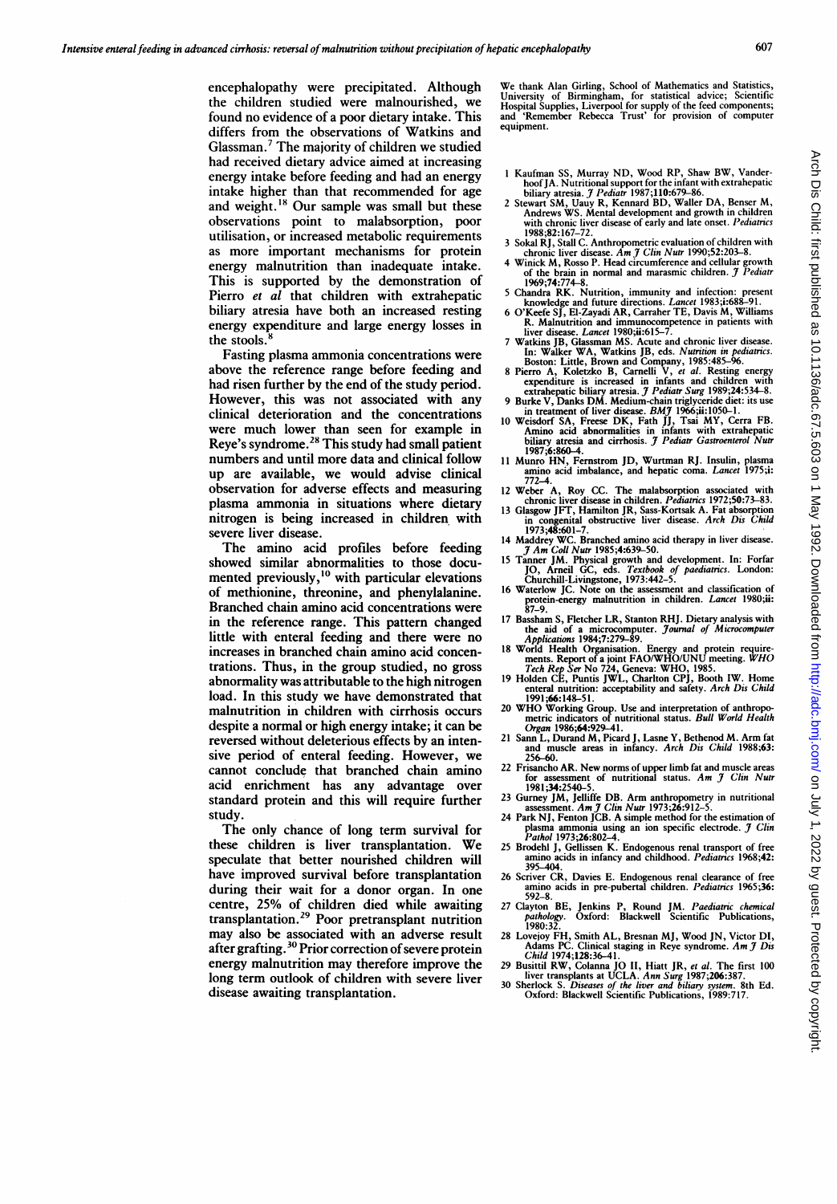encephalopathy were precipitated. Although the children studied were malnourished, we found no evidence of a poor dietary intake. This differs from the observations of Watkins and Glassman.[7] The majority of children we studied had received dietary advice aimed at increasing energy intake before feeding and had an energy intake higher than that recommended for age and weight.[18] Our sample was small but these observations point to malabsorption, poor utilisation, or increased metabolic requirements as more important mechanisms for protein energy malnutrition than inadequate intake. This is supported by the demonstration of Pierro *et al* that children with extrahepatic biliary atresia have both an increased resting energy expenditure and large energy losses in the stools.[8]

Fasting plasma ammonia concentrations were above the reference range before feeding and had risen further by the end of the study period. However, this was not associated with any clinical deterioration and the concentrations were much lower than seen for example in Reye's syndrome.[28] This study had small patient numbers and until more data and clinical follow up are available, we would advise clinical observation for adverse effects and measuring plasma ammonia in situations where dietary nitrogen is being increased in children with severe liver disease.

The amino acid profiles before feeding showed similar abnormalities to those documented previously,[10] with particular elevations of methionine, threonine, and phenylalanine. Branched chain amino acid concentrations were in the reference range. This pattern changed little with enteral feeding and there were no increases in branched chain amino acid concentrations. Thus, in the group studied, no gross abnormality was attributable to the high nitrogen load. In this study we have demonstrated that malnutrition in children with cirrhosis occurs despite a normal or high energy intake; it can be reversed without deleterious effects by an intensive period of enteral feeding. However, we cannot conclude that branched chain amino acid enrichment has any advantage over standard protein and this will require further study.

The only chance of long term survival for these children is liver transplantation. We speculate that better nourished children will have improved survival before transplantation during their wait for a donor organ. In one centre, 25% of children died while awaiting transplantation.[29] Poor pretransplant nutrition may also be associated with an adverse result after grafting.[30] Prior correction of severe protein energy malnutrition may therefore improve the long term outlook of children with severe liver disease awaiting transplantation.

We thank Alan Girling, School of Mathematics and Statistics, University of Birmingham, for statistical advice; Scientific Hospital Supplies, Liverpool for supply of the feed components; and 'Remember Rebecca Trust' for provision of computer equipment.

1. Kaufman SS, Murray ND, Wood RP, Shaw BW, Vanderhoof JA. Nutritional support for the infant with extrahepatic biliary atresia. *J Pediatr* 1987;110:679-86.
2. Stewart SM, Uauy R, Kennard BD, Waller DA, Benser M, Andrews WS. Mental development and growth in children with chronic liver disease of early and late onset. *Pediatrics* 1988;82:167-72.
3. Sokal RJ, Stall C. Anthropometric evaluation of children with chronic liver disease. *Am J Clin Nutr* 1990;52:203-8.
4. Winick M, Rosso P. Head circumference and cellular growth of the brain in normal and marasmic children. *J Pediatr* 1969;74:774-8.
5. Chandra RK. Nutrition, immunity and infection: present knowledge and future directions. *Lancet* 1983;i:688-91.
6. O'Keefe SJ, El-Zayadi AR, Carraher TE, Davis M, Williams R. Malnutrition and immunocompetence in patients with liver disease. *Lancet* 1980;ii:615-7.
7. Watkins JB, Glassman MS. Acute and chronic liver disease. In: Walker WA, Watkins JB, eds. *Nutrition in pediatrics*. Boston: Little, Brown and Company, 1985:485-96.
8. Pierro A, Koletzko B, Carnelli V, *et al*. Resting energy expenditure is increased in infants and children with extrahepatic biliary atresia. *J Pediatr Surg* 1989;24:534-8.
9. Burke V, Danks DM. Medium-chain triglyceride diet: its use in treatment of liver disease. *BMJ* 1966;ii:1050-1.
10. Weisdorf SA, Freese DK, Fath JJ, Tsai MY, Cerra FB. Amino acid abnormalities in infants with extrahepatic biliary atresia and cirrhosis. *J Pediatr Gastroenterol Nutr* 1987;6:860-4.
11. Munro HN, Fernstrom JD, Wurtman RJ. Insulin, plasma amino acid imbalance, and hepatic coma. *Lancet* 1975;i:772-4.
12. Weber A, Roy CC. The malabsorption associated with chronic liver disease in children. *Pediatrics* 1972;50:73-83.
13. Glasgow JFT, Hamilton JR, Sass-Kortsak A. Fat absorption in congenital obstructive liver disease. *Arch Dis Child* 1973;48:601-7.
14. Maddrey WC. Branched chain amino acid therapy in liver disease. *J Am Coll Nutr* 1985;4:639-50.
15. Tanner JM. Physical growth and development. In: Forfar JO, Arneil GC, eds. *Textbook of paediatrics*. London: Churchill-Livingstone, 1973:442-5.
16. Waterlow JC. Note on the assessment and classification of protein-energy malnutrition in children. *Lancet* 1980;ii:87-9.
17. Bassham S, Fletcher LR, Stanton RHJ. Dietary analysis with the aid of a microcomputer. *Journal of Microcomputer Applications* 1984;7:279-89.
18. World Health Organisation. Energy and protein requirements. Report of a joint FAO/WHO/UNU meeting. *WHO Tech Rep Ser* No 724, Geneva: WHO, 1985.
19. Holden CE, Puntis JWL, Charlton CPJ, Booth IW. Home enteral nutrition: acceptability and safety. *Arch Dis Child* 1991;66:148-51.
20. WHO Working Group. Use and interpretation of anthropometric indicators of nutritional status. *Bull World Health Organ* 1986;64:929-41.
21. Sann L, Durand M, Picard J, Lasne Y, Bethenod M. Arm fat and muscle areas in infancy. *Arch Dis Child* 1988;63:256-60.
22. Frisancho AR. New norms of upper limb fat and muscle areas for assessment of nutritional status. *Am J Clin Nutr* 1981;34:2540-5.
23. Gurney JM, Jelliffe DB. Arm anthropometry in nutritional assessment. *Am J Clin Nutr* 1973;26:912-5.
24. Park NJ, Fenton JCB. A simple method for the estimation of plasma ammonia using an ion specific electrode. *J Clin Pathol* 1973;26:802-4.
25. Brodehl J, Gellissen K. Endogenous renal transport of free amino acids in infancy and childhood. *Pediatrics* 1968;42:395-404.
26. Scriver CR, Davies E. Endogenous renal clearance of free amino acids in pre-pubertal children. *Pediatrics* 1965;36:592-8.
27. Clayton BE, Jenkins P, Round JM. *Paediatric chemical pathology*. Oxford: Blackwell Scientific Publications, 1980:32.
28. Lovejoy FH, Smith AL, Bresnan MJ, Wood JN, Victor DI, Adams PC. Clinical staging in Reye syndrome. *Am J Dis Child* 1974;128:36-41.
29. Busittil RW, Colanna JO II, Hiatt JR, *et al*. The first 100 liver transplants at UCLA. *Ann Surg* 1987;206:387.
30. Sherlock S. *Diseases of the liver and biliary system*. 8th Ed. Oxford: Blackwell Scientific Publications, 1989:717.